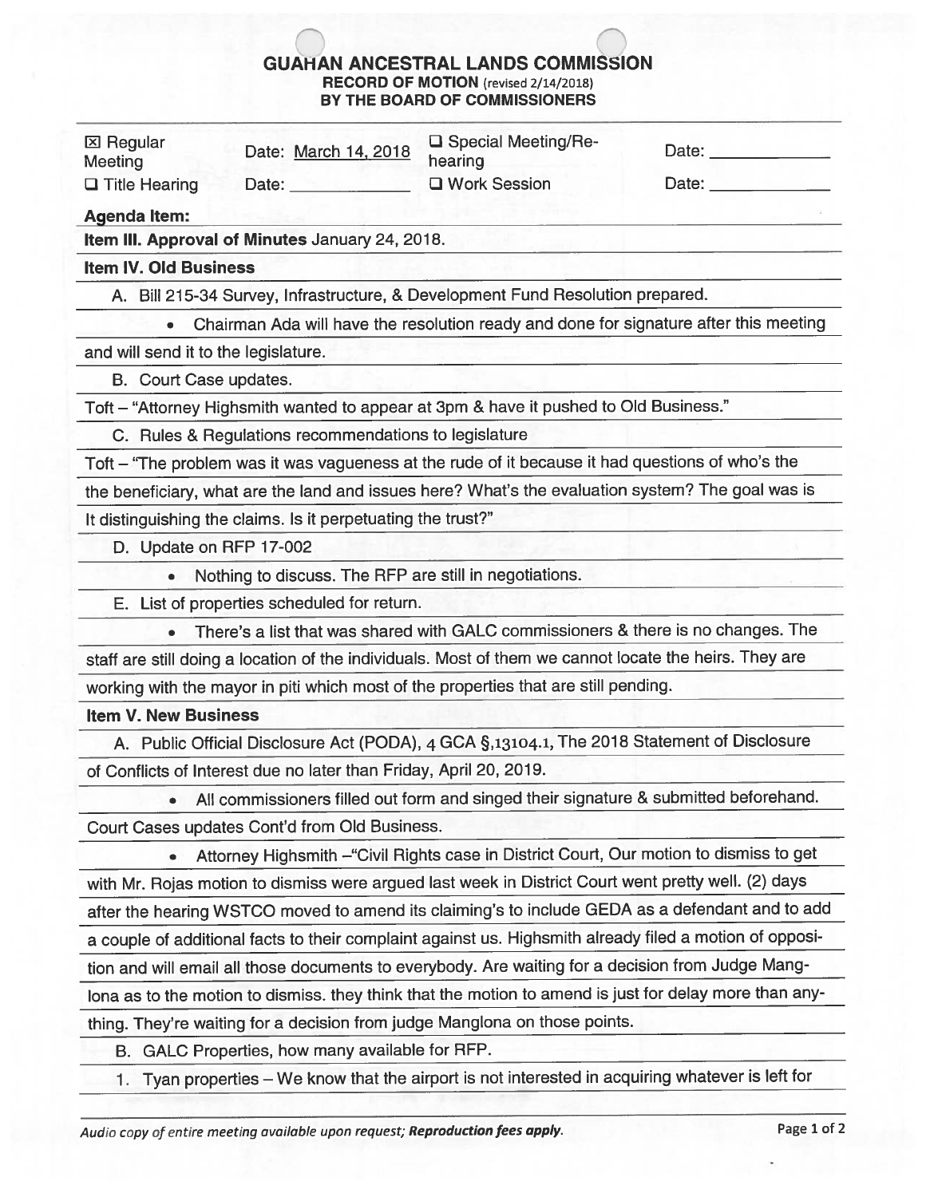# GUAHAN ANCESTRAL LANDS COMMISSION

**RECORD OF MOTION** (revised 2/14/2018)
**BY THE BOARD OF COMMISSIONERS**

| | | | |
|---|---|---|---|
| ☒ Regular Meeting | Date: March 14, 2018 | ☐ Special Meeting/Re-hearing | Date: ____________ |
| ☐ Title Hearing | Date: ____________ | ☐ Work Session | Date: ____________ |

**Agenda Item:**

**Item III. Approval of Minutes** January 24, 2018.

**Item IV. Old Business**

A. Bill 215-34 Survey, Infrastructure, & Development Fund Resolution prepared.

- Chairman Ada will have the resolution ready and done for signature after this meeting and will send it to the legislature.

B. Court Case updates.

Toft – "Attorney Highsmith wanted to appear at 3pm & have it pushed to Old Business."

C. Rules & Regulations recommendations to legislature

Toft – "The problem was it was vagueness at the rude of it because it had questions of who's the the beneficiary, what are the land and issues here? What's the evaluation system? The goal was is It distinguishing the claims. Is it perpetuating the trust?"

D. Update on RFP 17-002

- Nothing to discuss. The RFP are still in negotiations.

E. List of properties scheduled for return.

- There's a list that was shared with GALC commissioners & there is no changes. The staff are still doing a location of the individuals. Most of them we cannot locate the heirs. They are working with the mayor in piti which most of the properties that are still pending.

**Item V. New Business**

A. Public Official Disclosure Act (PODA), 4 GCA §,13104.1, The 2018 Statement of Disclosure of Conflicts of Interest due no later than Friday, April 20, 2019.

- All commissioners filled out form and singed their signature & submitted beforehand.

Court Cases updates Cont'd from Old Business.

- Attorney Highsmith –"Civil Rights case in District Court, Our motion to dismiss to get with Mr. Rojas motion to dismiss were argued last week in District Court went pretty well. (2) days after the hearing WSTCO moved to amend its claiming's to include GEDA as a defendant and to add a couple of additional facts to their complaint against us. Highsmith already filed a motion of opposition and will email all those documents to everybody. Are waiting for a decision from Judge Manglona as to the motion to dismiss. they think that the motion to amend is just for delay more than anything. They're waiting for a decision from judge Manglona on those points.

B. GALC Properties, how many available for RFP.

1. Tyan properties – We know that the airport is not interested in acquiring whatever is left for

*Audio copy of entire meeting available upon request; **Reproduction fees apply.***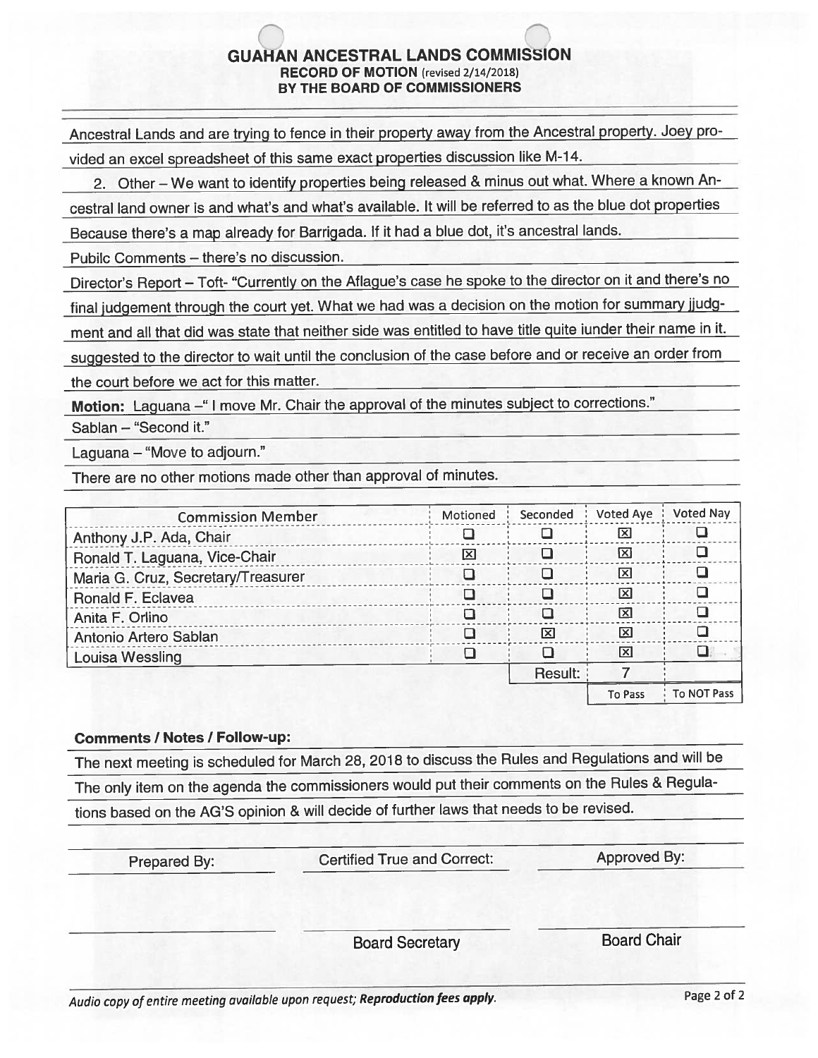## GUAHAN ANCESTRAL LANDS COMMISSION
### RECORD OF MOTION (revised 2/14/2018)
### BY THE BOARD OF COMMISSIONERS

Ancestral Lands and are trying to fence in their property away from the Ancestral property. Joey provided an excel spreadsheet of this same exact properties discussion like M-14.

2. Other – We want to identify properties being released & minus out what. Where a known Ancestral land owner is and what's and what's available. It will be referred to as the blue dot properties Because there's a map already for Barrigada. If it had a blue dot, it's ancestral lands.

Pubilc Comments – there's no discussion.

Director's Report – Toft- "Currently on the Aflague's case he spoke to the director on it and there's no final judgement through the court yet. What we had was a decision on the motion for summary jjudgment and all that did was state that neither side was entitled to have title quite iunder their name in it. suggested to the director to wait until the conclusion of the case before and or receive an order from the court before we act for this matter.

**Motion:** Laguana –" I move Mr. Chair the approval of the minutes subject to corrections."

Sablan – "Second it."

Laguana – "Move to adjourn."

There are no other motions made other than approval of minutes.

| Commission Member | Motioned | Seconded | Voted Aye | Voted Nay |
|---|---|---|---|---|
| Anthony J.P. Ada, Chair | ☐ | ☐ | ☒ | ☐ |
| Ronald T. Laguana, Vice-Chair | ☒ | ☐ | ☒ | ☐ |
| Maria G. Cruz, Secretary/Treasurer | ☐ | ☐ | ☒ | ☐ |
| Ronald F. Eclavea | ☐ | ☐ | ☒ | ☐ |
| Anita F. Orlino | ☐ | ☐ | ☒ | ☐ |
| Antonio Artero Sablan | ☐ | ☒ | ☒ | ☐ |
| Louisa Wessling | ☐ | ☐ | ☒ | ☐ |
| | | Result: | 7 | |
| | | | To Pass | To NOT Pass |

**Comments / Notes / Follow-up:**

The next meeting is scheduled for March 28, 2018 to discuss the Rules and Regulations and will be The only item on the agenda the commissioners would put their comments on the Rules & Regulations based on the AG'S opinion & will decide of further laws that needs to be revised.

| Prepared By: | Certified True and Correct: | Approved By: |
|---|---|---|
| | Board Secretary | Board Chair |

*Audio copy of entire meeting available upon request;* ***Reproduction fees apply.***